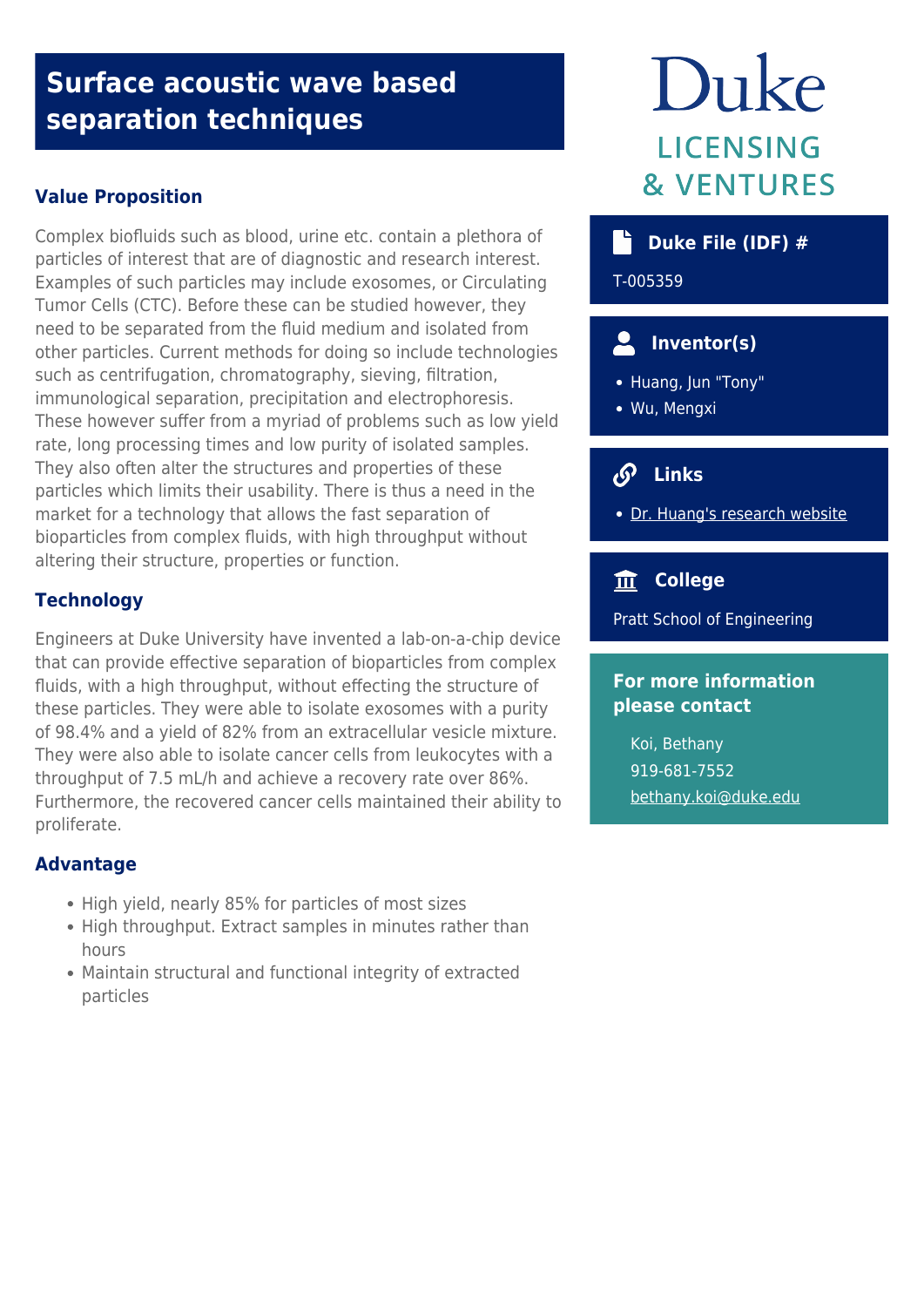# Surface acoustic wave based separation techniques

## Value Proposition

Complex biofluids such as blood, urine etc. contain a plethora of particles of interest that are of diagnostic and research interest. Examples of such particles may include exosomes, or Circulating Tumor Cells (CTC). Before these can be studied however, they need to be separated from the fluid medium and isolated from other particles. Current methods for doing so include technologies such as centrifugation, chromatography, sieving, filtration, immunological separation, precipitation and electrophoresis. These however suffer from a myriad of problems such as low yield rate, long processing times and low purity of isolated samples. They also often alter the structures and properties of these particles which limits their usability. There is thus a need in the market for a technology that allows the fast separation of bioparticles from complex fluids, with high throughput without altering their structure, properties or function.

## Technology

Engineers at Duke University have invented a lab-on-a-chip device that can provide effective separation of bioparticles from complex fluids, with a high throughput, without effecting the structure of these particles. They were able to isolate exosomes with a purity of 98.4% and a yield of 82% from an extracellular vesicle mixture. They were also able to isolate cancer cells from leukocytes with a throughput of 7.5 mL/h and achieve a recovery rate over 86%. Furthermore, the recovered cancer cells maintained their ability to proliferate.

## Advantage

- High yield, nearly 85% for particles of most sizes
- High throughput. Extract samples in minutes rather than hours
- Maintain structural and functional integrity of extracted particles

Duke
LICENSING & VENTURES

### Duke File (IDF) #

T-005359

### Inventor(s)

- Huang, Jun "Tony"
- Wu, Mengxi

### Links

- Dr. Huang's research website

### College

Pratt School of Engineering

### For more information please contact

Koi, Bethany
919-681-7552
bethany.koi@duke.edu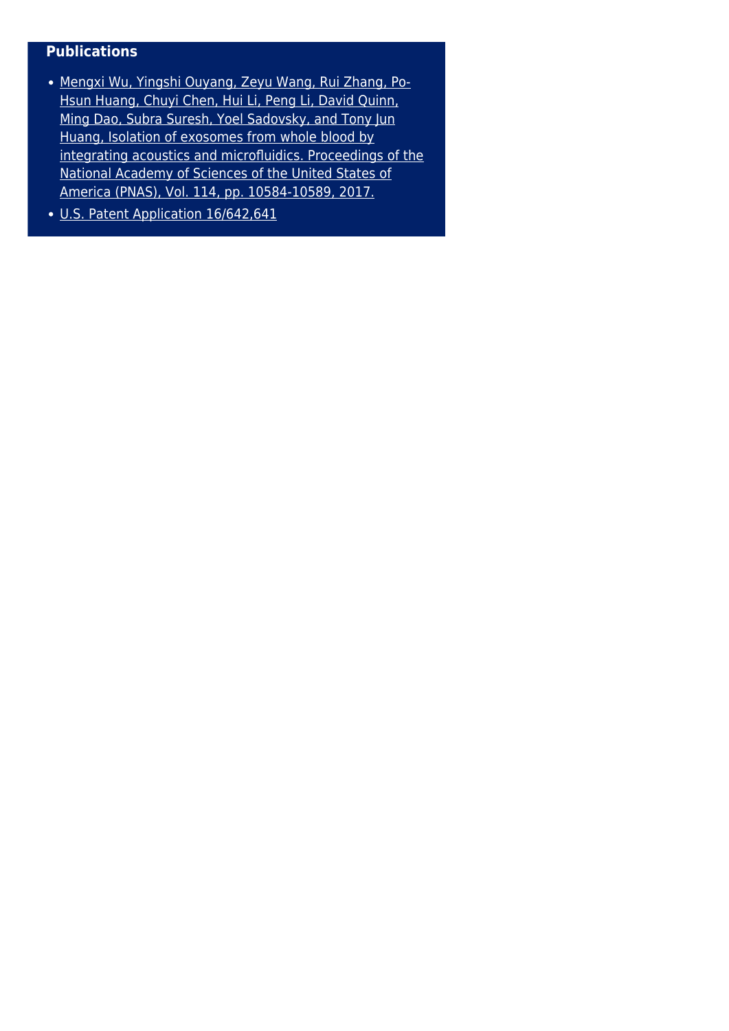## Publications

- Mengxi Wu, Yingshi Ouyang, Zeyu Wang, Rui Zhang, Po-Hsun Huang, Chuyi Chen, Hui Li, Peng Li, David Quinn, Ming Dao, Subra Suresh, Yoel Sadovsky, and Tony Jun Huang, Isolation of exosomes from whole blood by integrating acoustics and microfluidics. Proceedings of the National Academy of Sciences of the United States of America (PNAS), Vol. 114, pp. 10584-10589, 2017.
- U.S. Patent Application 16/642,641